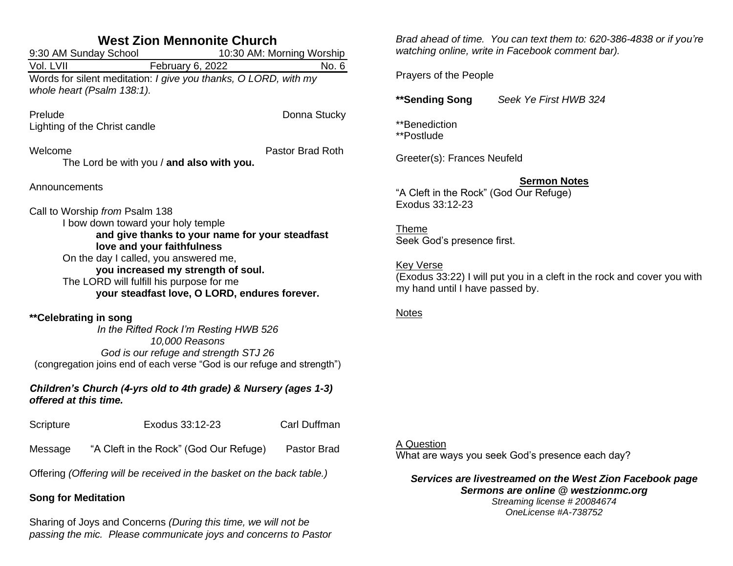# West Zion Mennonite Church

9:30 AM Sunday School — 10:30 AM: Morning Worship

Vol. LVII — February 6, 2022 — No. 6

Words for silent meditation: *I give you thanks, O LORD, with my whole heart (Psalm 138:1).*

Prelude — Donna Stucky

Lighting of the Christ candle

Welcome — Pastor Brad Roth

The Lord be with you / **and also with you.**

Announcements

Call to Worship *from* Psalm 138

I bow down toward your holy temple

**and give thanks to your name for your steadfast love and your faithfulness**

On the day I called, you answered me,

**you increased my strength of soul.**

The LORD will fulfill his purpose for me

**your steadfast love, O LORD, endures forever.**

**\*\*Celebrating in song**

*In the Rifted Rock I'm Resting HWB 526*

*10,000 Reasons*

*God is our refuge and strength STJ 26*

(congregation joins end of each verse "God is our refuge and strength")

***Children's Church (4-yrs old to 4th grade) & Nursery (ages 1-3) offered at this time.***

Scripture — Exodus 33:12-23 — Carl Duffman

Message — "A Cleft in the Rock" (God Our Refuge) — Pastor Brad

Offering *(Offering will be received in the basket on the back table.)*

**Song for Meditation**

Sharing of Joys and Concerns *(During this time, we will not be passing the mic. Please communicate joys and concerns to Pastor Brad ahead of time. You can text them to: 620-386-4838 or if you're watching online, write in Facebook comment bar).*

Prayers of the People

**\*\*Sending Song** *Seek Ye First HWB 324*

\*\*Benediction

\*\*Postlude

Greeter(s): Frances Neufeld

## Sermon Notes

"A Cleft in the Rock" (God Our Refuge)

Exodus 33:12-23

Theme

Seek God's presence first.

Key Verse

(Exodus 33:22) I will put you in a cleft in the rock and cover you with my hand until I have passed by.

Notes

A Question

What are ways you seek God's presence each day?

***Services are livestreamed on the West Zion Facebook page***

***Sermons are online @ westzionmc.org***

*Streaming license # 20084674*

*OneLicense #A-738752*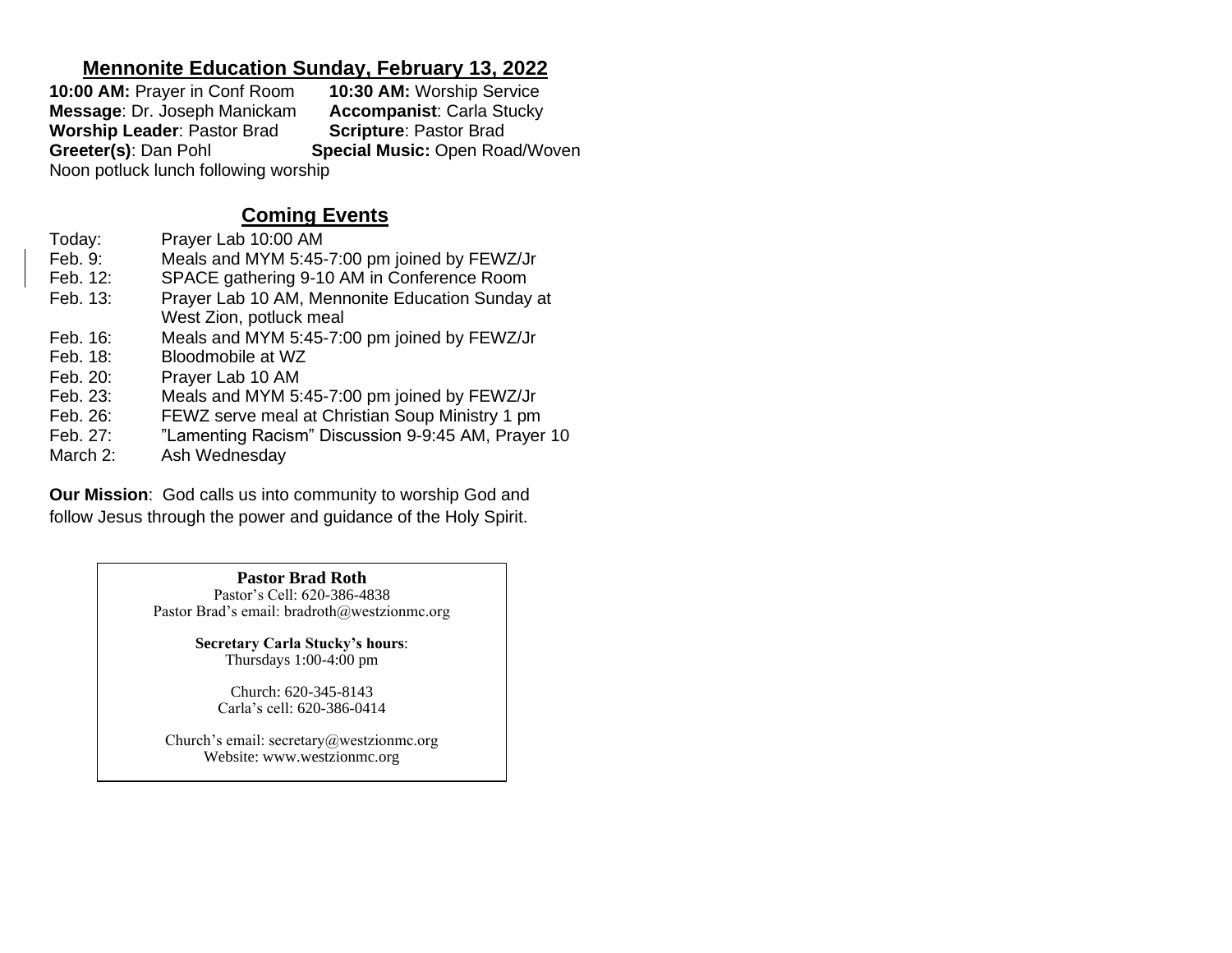## Mennonite Education Sunday, February 13, 2022

**10:00 AM:** Prayer in Conf Room **10:30 AM:** Worship Service
**Message**: Dr. Joseph Manickam **Accompanist**: Carla Stucky
**Worship Leader**: Pastor Brad **Scripture**: Pastor Brad
**Greeter(s)**: Dan Pohl **Special Music:** Open Road/Woven
Noon potluck lunch following worship

## Coming Events

| | |
|---|---|
| Today: | Prayer Lab 10:00 AM |
| Feb. 9: | Meals and MYM 5:45-7:00 pm joined by FEWZ/Jr |
| Feb. 12: | SPACE gathering 9-10 AM in Conference Room |
| Feb. 13: | Prayer Lab 10 AM, Mennonite Education Sunday at West Zion, potluck meal |
| Feb. 16: | Meals and MYM 5:45-7:00 pm joined by FEWZ/Jr |
| Feb. 18: | Bloodmobile at WZ |
| Feb. 20: | Prayer Lab 10 AM |
| Feb. 23: | Meals and MYM 5:45-7:00 pm joined by FEWZ/Jr |
| Feb. 26: | FEWZ serve meal at Christian Soup Ministry 1 pm |
| Feb. 27: | "Lamenting Racism" Discussion 9-9:45 AM, Prayer 10 |
| March 2: | Ash Wednesday |

**Our Mission**: God calls us into community to worship God and follow Jesus through the power and guidance of the Holy Spirit.

**Pastor Brad Roth**
Pastor's Cell: 620-386-4838
Pastor Brad's email: bradroth@westzionmc.org

**Secretary Carla Stucky's hours**:
Thursdays 1:00-4:00 pm

Church: 620-345-8143
Carla's cell: 620-386-0414

Church's email: secretary@westzionmc.org
Website: www.westzionmc.org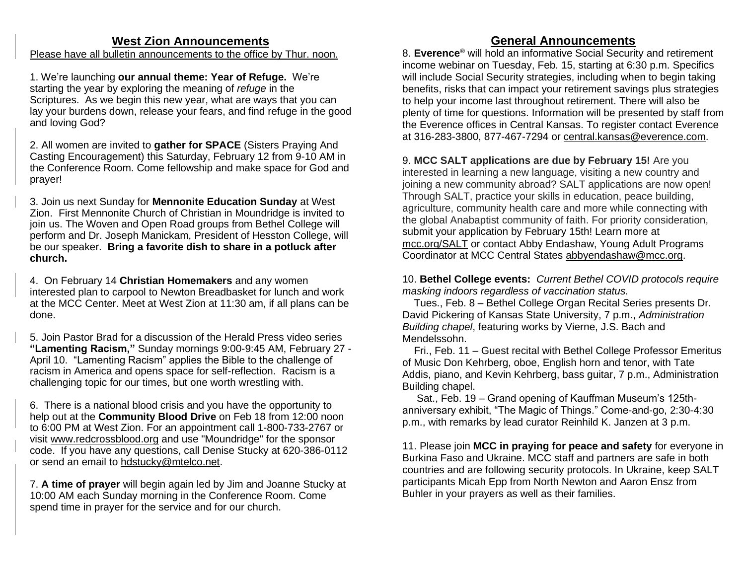## West Zion Announcements

Please have all bulletin announcements to the office by Thur. noon.

1. We're launching **our annual theme: Year of Refuge.** We're starting the year by exploring the meaning of *refuge* in the Scriptures. As we begin this new year, what are ways that you can lay your burdens down, release your fears, and find refuge in the good and loving God?

2. All women are invited to **gather for SPACE** (Sisters Praying And Casting Encouragement) this Saturday, February 12 from 9-10 AM in the Conference Room. Come fellowship and make space for God and prayer!

3. Join us next Sunday for **Mennonite Education Sunday** at West Zion. First Mennonite Church of Christian in Moundridge is invited to join us. The Woven and Open Road groups from Bethel College will perform and Dr. Joseph Manickam, President of Hesston College, will be our speaker. **Bring a favorite dish to share in a potluck after church.**

4. On February 14 **Christian Homemakers** and any women interested plan to carpool to Newton Breadbasket for lunch and work at the MCC Center. Meet at West Zion at 11:30 am, if all plans can be done.

5. Join Pastor Brad for a discussion of the Herald Press video series **"Lamenting Racism,"** Sunday mornings 9:00-9:45 AM, February 27 - April 10. "Lamenting Racism" applies the Bible to the challenge of racism in America and opens space for self-reflection. Racism is a challenging topic for our times, but one worth wrestling with.

6. There is a national blood crisis and you have the opportunity to help out at the **Community Blood Drive** on Feb 18 from 12:00 noon to 6:00 PM at West Zion. For an appointment call 1-800-733-2767 or visit www.redcrossblood.org and use "Moundridge" for the sponsor code. If you have any questions, call Denise Stucky at 620-386-0112 or send an email to hdstucky@mtelco.net.

7. **A time of prayer** will begin again led by Jim and Joanne Stucky at 10:00 AM each Sunday morning in the Conference Room. Come spend time in prayer for the service and for our church.

## General Announcements

8. **Everence®** will hold an informative Social Security and retirement income webinar on Tuesday, Feb. 15, starting at 6:30 p.m. Specifics will include Social Security strategies, including when to begin taking benefits, risks that can impact your retirement savings plus strategies to help your income last throughout retirement. There will also be plenty of time for questions. Information will be presented by staff from the Everence offices in Central Kansas. To register contact Everence at 316-283-3800, 877-467-7294 or central.kansas@everence.com.

9. **MCC SALT applications are due by February 15!** Are you interested in learning a new language, visiting a new country and joining a new community abroad? SALT applications are now open! Through SALT, practice your skills in education, peace building, agriculture, community health care and more while connecting with the global Anabaptist community of faith. For priority consideration, submit your application by February 15th! Learn more at mcc.org/SALT or contact Abby Endashaw, Young Adult Programs Coordinator at MCC Central States abbyendashaw@mcc.org.

10. **Bethel College events:** *Current Bethel COVID protocols require masking indoors regardless of vaccination status.*

Tues., Feb. 8 – Bethel College Organ Recital Series presents Dr. David Pickering of Kansas State University, 7 p.m., *Administration Building chapel*, featuring works by Vierne, J.S. Bach and Mendelssohn.

Fri., Feb. 11 – Guest recital with Bethel College Professor Emeritus of Music Don Kehrberg, oboe, English horn and tenor, with Tate Addis, piano, and Kevin Kehrberg, bass guitar, 7 p.m., Administration Building chapel.

Sat., Feb. 19 – Grand opening of Kauffman Museum's 125th-anniversary exhibit, "The Magic of Things." Come-and-go, 2:30-4:30 p.m., with remarks by lead curator Reinhild K. Janzen at 3 p.m.

11. Please join **MCC in praying for peace and safety** for everyone in Burkina Faso and Ukraine. MCC staff and partners are safe in both countries and are following security protocols. In Ukraine, keep SALT participants Micah Epp from North Newton and Aaron Ensz from Buhler in your prayers as well as their families.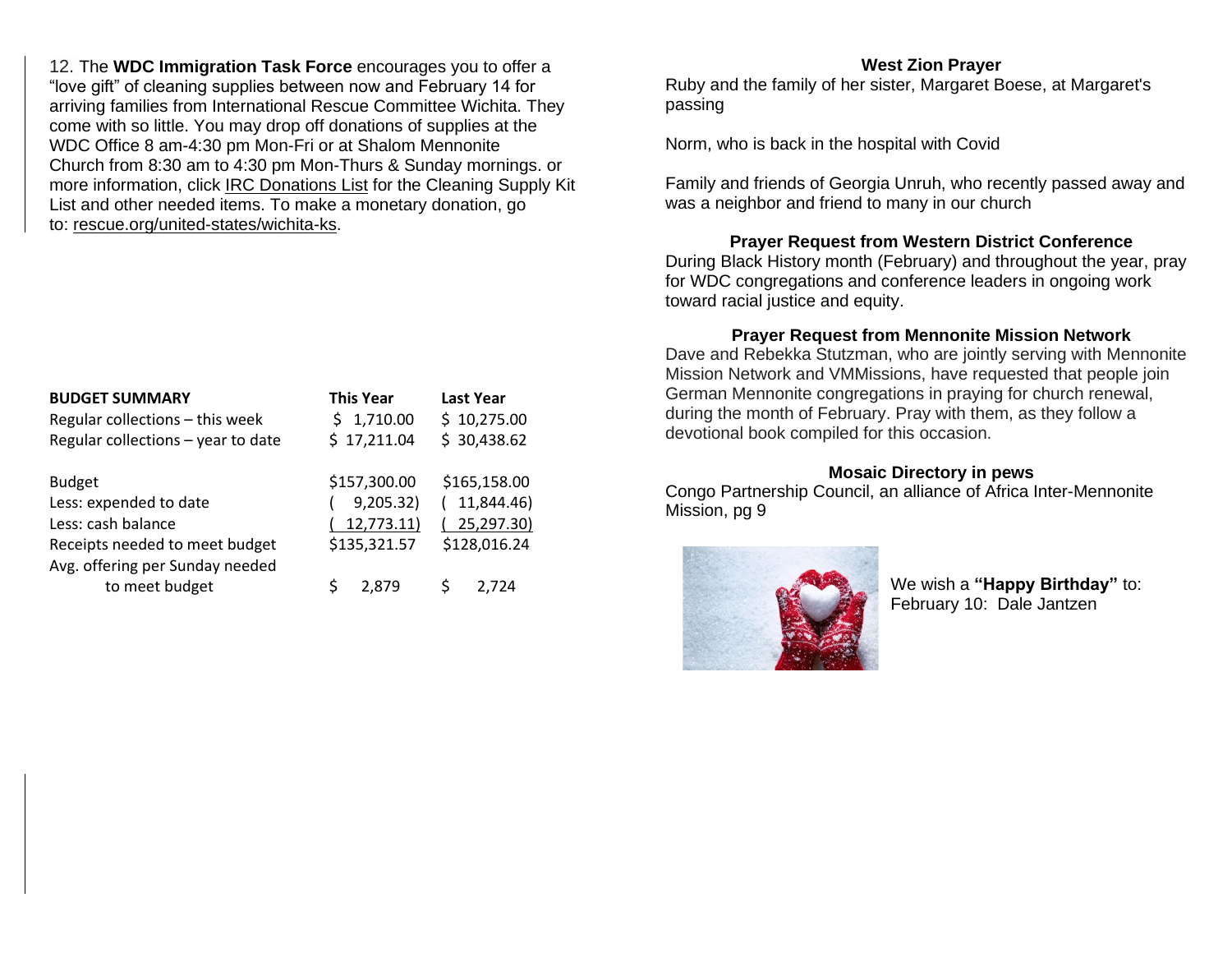12. The **WDC Immigration Task Force** encourages you to offer a "love gift" of cleaning supplies between now and February 14 for arriving families from International Rescue Committee Wichita. They come with so little. You may drop off donations of supplies at the WDC Office 8 am-4:30 pm Mon-Fri or at Shalom Mennonite Church from 8:30 am to 4:30 pm Mon-Thurs & Sunday mornings. or more information, click IRC Donations List for the Cleaning Supply Kit List and other needed items. To make a monetary donation, go to: rescue.org/united-states/wichita-ks.

| **BUDGET SUMMARY** | **This Year** | **Last Year** |
|---|---|---|
| Regular collections – this week | $ 1,710.00 | $ 10,275.00 |
| Regular collections – year to date | $ 17,211.04 | $ 30,438.62 |
| | | |
| Budget | $157,300.00 | $165,158.00 |
| Less: expended to date | ( 9,205.32) | ( 11,844.46) |
| Less: cash balance | ( 12,773.11) | ( 25,297.30) |
| Receipts needed to meet budget | $135,321.57 | $128,016.24 |
| Avg. offering per Sunday needed to meet budget | $ 2,879 | $ 2,724 |

### West Zion Prayer

Ruby and the family of her sister, Margaret Boese, at Margaret's passing

Norm, who is back in the hospital with Covid

Family and friends of Georgia Unruh, who recently passed away and was a neighbor and friend to many in our church

### Prayer Request from Western District Conference

During Black History month (February) and throughout the year, pray for WDC congregations and conference leaders in ongoing work toward racial justice and equity.

### Prayer Request from Mennonite Mission Network

Dave and Rebekka Stutzman, who are jointly serving with Mennonite Mission Network and VMMissions, have requested that people join German Mennonite congregations in praying for church renewal, during the month of February. Pray with them, as they follow a devotional book compiled for this occasion.

### Mosaic Directory in pews

Congo Partnership Council, an alliance of Africa Inter-Mennonite Mission, pg 9

We wish a **"Happy Birthday"** to:
February 10: Dale Jantzen